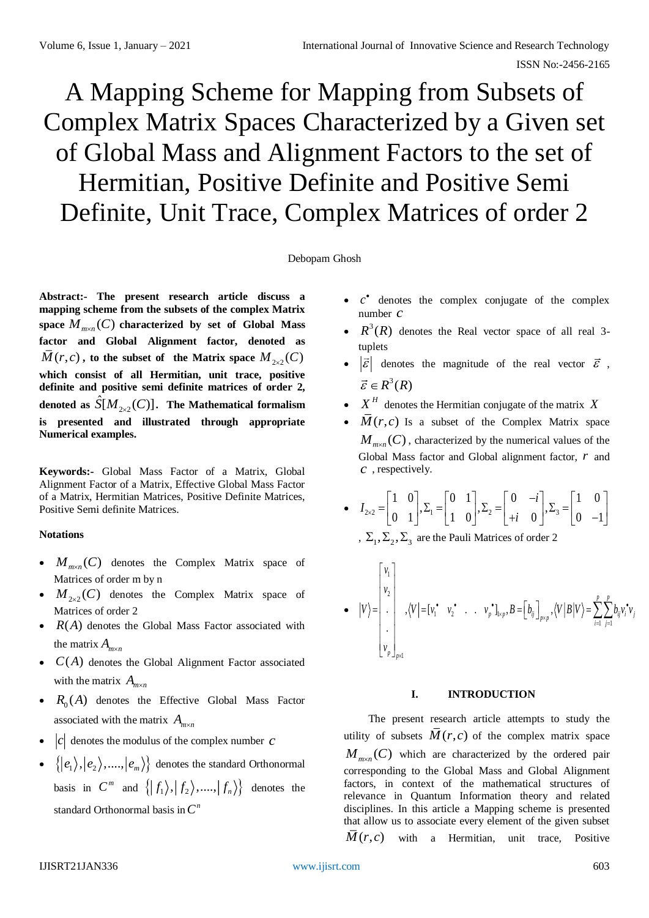# A Mapping Scheme for Mapping from Subsets of Complex Matrix Spaces Characterized by a Given set of Global Mass and Alignment Factors to the set of Hermitian, Positive Definite and Positive Semi Definite, Unit Trace, Complex Matrices of order 2

Debopam Ghosh

**Abstract:- The present research article discuss a mapping scheme from the subsets of the complex Matrix space $M_{m\times n}(C)$ characterized by set of Global Mass factor and Global Alignment factor, denoted as $\bar{M}(r,c)$, to the subset of the Matrix space $M_{2\times 2}(C)$ which consist of all Hermitian, unit trace, positive definite and positive semi definite matrices of order 2, denoted as $\hat{S}[M_{2\times 2}(C)]$. The Mathematical formalism is presented and illustrated through appropriate Numerical examples.**

**Keywords:-** Global Mass Factor of a Matrix, Global Alignment Factor of a Matrix, Effective Global Mass Factor of a Matrix, Hermitian Matrices, Positive Definite Matrices, Positive Semi definite Matrices.

**Notations**

- $M_{m\times n}(C)$ denotes the Complex Matrix space of Matrices of order m by n
- $M_{2\times 2}(C)$ denotes the Complex Matrix space of Matrices of order 2
- $R(A)$ denotes the Global Mass Factor associated with the matrix $A_{m\times n}$
- $C(A)$ denotes the Global Alignment Factor associated with the matrix $A_{m\times n}$
- $R_0(A)$ denotes the Effective Global Mass Factor associated with the matrix $A_{m\times n}$
- $|c|$ denotes the modulus of the complex number $c$
- $\{|e_1\rangle, |e_2\rangle, ....., |e_m\rangle\}$ denotes the standard Orthonormal basis in $C^m$ and $\{|f_1\rangle, |f_2\rangle, ....., |f_n\rangle\}$ denotes the standard Orthonormal basis in $C^n$
- $c^\bullet$ denotes the complex conjugate of the complex number $c$
- $R^3(R)$ denotes the Real vector space of all real 3-tuplets
- $|\vec{\varepsilon}|$ denotes the magnitude of the real vector $\vec{\varepsilon}$, $\vec{\varepsilon} \in R^3(R)$
- $X^H$ denotes the Hermitian conjugate of the matrix $X$
- $\bar{M}(r,c)$ Is a subset of the Complex Matrix space $M_{m\times n}(C)$, characterized by the numerical values of the Global Mass factor and Global alignment factor, $r$ and $c$, respectively.
- $I_{2\times 2} = \begin{bmatrix} 1 & 0 \\ 0 & 1 \end{bmatrix}, \Sigma_1 = \begin{bmatrix} 0 & 1 \\ 1 & 0 \end{bmatrix}, \Sigma_2 = \begin{bmatrix} 0 & -i \\ +i & 0 \end{bmatrix}, \Sigma_3 = \begin{bmatrix} 1 & 0 \\ 0 & -1 \end{bmatrix}$, $\Sigma_1, \Sigma_2, \Sigma_3$ are the Pauli Matrices of order 2
- $|V\rangle = \begin{bmatrix} v_1 \\ v_2 \\ . \\ . \\ v_p \end{bmatrix}_{p\times 1}, \langle V| = [v_1^\bullet \;\; v_2^\bullet \;\; . \;\; . \;\; v_p^\bullet]_{1\times p}, B = [b_{ij}]_{p\times p}, \langle V|B|V\rangle = \sum_{i=1}^{p}\sum_{j=1}^{p} b_{ij} v_i^\bullet v_j$

## I. INTRODUCTION

The present research article attempts to study the utility of subsets $\bar{M}(r,c)$ of the complex matrix space $M_{m\times n}(C)$ which are characterized by the ordered pair corresponding to the Global Mass and Global Alignment factors, in context of the mathematical structures of relevance in Quantum Information theory and related disciplines. In this article a Mapping scheme is presented that allow us to associate every element of the given subset $\bar{M}(r,c)$ with a Hermitian, unit trace, Positive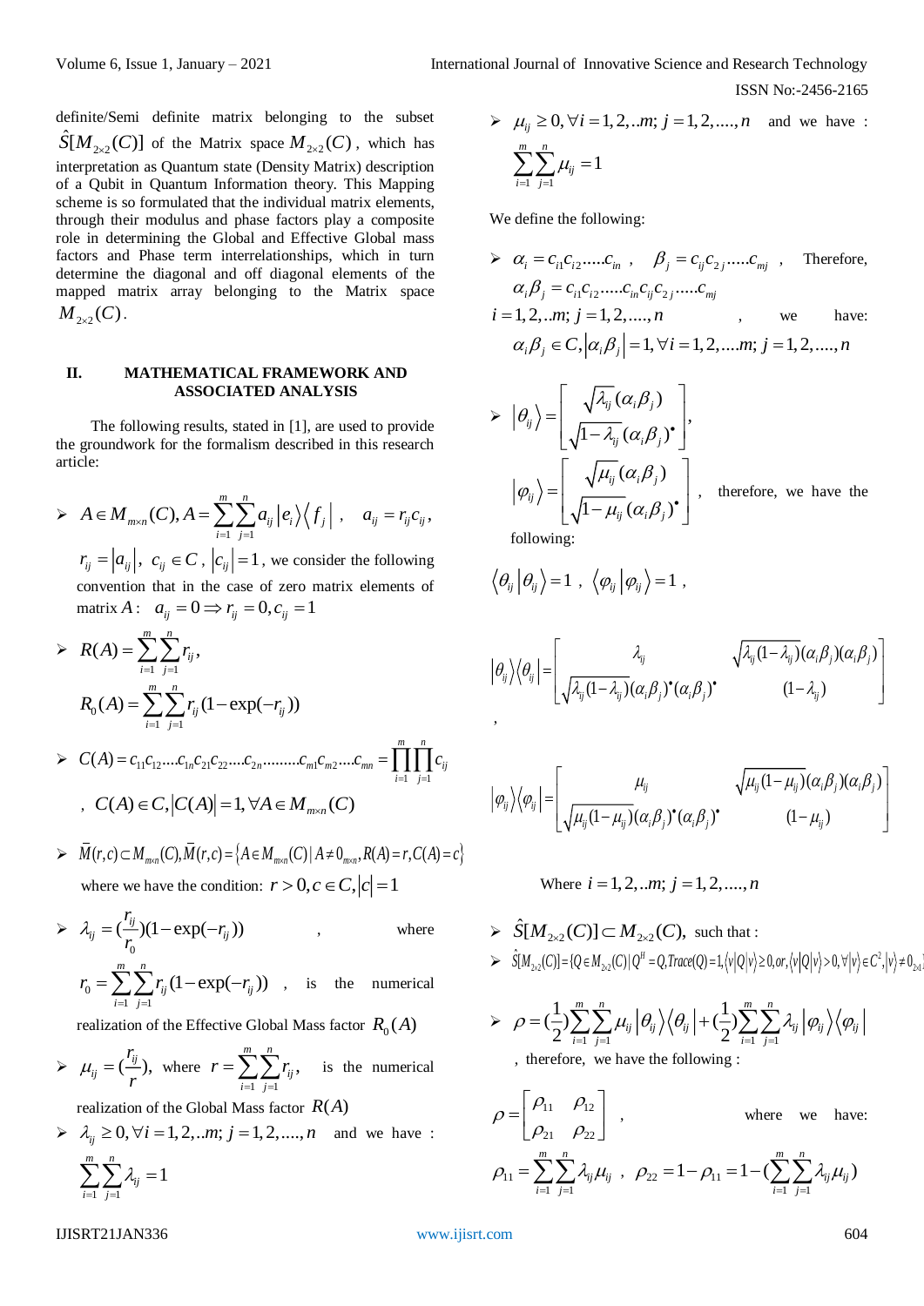definite/Semi definite matrix belonging to the subset $\hat{S}[M_{2\times 2}(C)]$ of the Matrix space $M_{2\times 2}(C)$, which has interpretation as Quantum state (Density Matrix) description of a Qubit in Quantum Information theory. This Mapping scheme is so formulated that the individual matrix elements, through their modulus and phase factors play a composite role in determining the Global and Effective Global mass factors and Phase term interrelationships, which in turn determine the diagonal and off diagonal elements of the mapped matrix array belonging to the Matrix space $M_{2\times 2}(C)$.

## II. MATHEMATICAL FRAMEWORK AND ASSOCIATED ANALYSIS

The following results, stated in [1], are used to provide the groundwork for the formalism described in this research article:

- $A \in M_{m\times n}(C), A = \sum_{i=1}^{m}\sum_{j=1}^{n} a_{ij}\left|e_i\right\rangle\left\langle f_j\right|$ , $a_{ij} = r_{ij}c_{ij}$, $r_{ij} = \left|a_{ij}\right|$, $c_{ij} \in C$ , $\left|c_{ij}\right| = 1$, we consider the following convention that in the case of zero matrix elements of matrix $A$: $a_{ij} = 0 \Rightarrow r_{ij} = 0, c_{ij} = 1$

- $R(A) = \sum_{i=1}^{m}\sum_{j=1}^{n} r_{ij}$,
  $R_0(A) = \sum_{i=1}^{m}\sum_{j=1}^{n} r_{ij}(1-\exp(-r_{ij}))$

- $C(A) = c_{11}c_{12}....c_{1n}c_{21}c_{22}....c_{2n}.........c_{m1}c_{m2}....c_{mn} = \prod_{i=1}^{m}\prod_{j=1}^{n} c_{ij}$ , $C(A) \in C, \left|C(A)\right| = 1, \forall A \in M_{m\times n}(C)$

- $\overline{M}(r,c) \subset M_{m\times n}(C), \overline{M}(r,c) = \left\{A \in M_{m\times n}(C) \mid A \neq 0_{m\times n}, R(A) = r, C(A) = c\right\}$ where we have the condition: $r > 0, c \in C, \left|c\right| = 1$

- $\lambda_{ij} = (\frac{r_{ij}}{r_0})(1-\exp(-r_{ij}))$ , where $r_0 = \sum_{i=1}^{m}\sum_{j=1}^{n} r_{ij}(1-\exp(-r_{ij}))$ , is the numerical realization of the Effective Global Mass factor $R_0(A)$

- $\mu_{ij} = (\frac{r_{ij}}{r})$, where $r = \sum_{i=1}^{m}\sum_{j=1}^{n} r_{ij}$, is the numerical realization of the Global Mass factor $R(A)$

- $\lambda_{ij} \geq 0, \forall i = 1,2,..m; j = 1,2,....,n$ and we have : $\sum_{i=1}^{m}\sum_{j=1}^{n} \lambda_{ij} = 1$

- $\mu_{ij} \geq 0, \forall i = 1,2,..m; j = 1,2,....,n$ and we have : $\sum_{i=1}^{m}\sum_{j=1}^{n} \mu_{ij} = 1$

We define the following:

- $\alpha_i = c_{i1}c_{i2}.....c_{in}$ , $\beta_j = c_{ij}c_{2j}.....c_{mj}$ , Therefore, $\alpha_i\beta_j = c_{i1}c_{i2}.....c_{in}c_{ij}c_{2j}.....c_{mj}$
  $i = 1,2,..m; j = 1,2,....,n$ , we have: $\alpha_i\beta_j \in C, \left|\alpha_i\beta_j\right| = 1, \forall i = 1,2,....m; j = 1,2,....,n$

- $\left|\theta_{ij}\right\rangle = \begin{bmatrix} \sqrt{\lambda_{ij}}(\alpha_i\beta_j) \\ \sqrt{1-\lambda_{ij}}(\alpha_i\beta_j)^{\bullet} \end{bmatrix}$,
  $\left|\varphi_{ij}\right\rangle = \begin{bmatrix} \sqrt{\mu_{ij}}(\alpha_i\beta_j) \\ \sqrt{1-\mu_{ij}}(\alpha_i\beta_j)^{\bullet} \end{bmatrix}$ , therefore, we have the following:

$\left\langle\theta_{ij}\middle|\theta_{ij}\right\rangle = 1$ , $\left\langle\varphi_{ij}\middle|\varphi_{ij}\right\rangle = 1$ ,

$$\left|\theta_{ij}\right\rangle\left\langle\theta_{ij}\right| = \begin{bmatrix} \lambda_{ij} & \sqrt{\lambda_{ij}(1-\lambda_{ij})}(\alpha_i\beta_j)(\alpha_i\beta_j) \\ \sqrt{\lambda_{ij}(1-\lambda_{ij})}(\alpha_i\beta_j)^{\bullet}(\alpha_i\beta_j)^{\bullet} & (1-\lambda_{ij}) \end{bmatrix}$$

,

$$\left|\varphi_{ij}\right\rangle\left\langle\varphi_{ij}\right| = \begin{bmatrix} \mu_{ij} & \sqrt{\mu_{ij}(1-\mu_{ij})}(\alpha_i\beta_j)(\alpha_i\beta_j) \\ \sqrt{\mu_{ij}(1-\mu_{ij})}(\alpha_i\beta_j)^{\bullet}(\alpha_i\beta_j)^{\bullet} & (1-\mu_{ij}) \end{bmatrix}$$

Where $i = 1,2,..m; j = 1,2,....,n$

- $\hat{S}[M_{2\times 2}(C)] \subset M_{2\times 2}(C)$, such that :
- $\hat{S}[M_{2\times 2}(C)] = \{Q \in M_{2\times 2}(C) \mid Q^H = Q, Trace(Q) = 1, \langle v|Q|v\rangle \geq 0, or, \langle v|Q|v\rangle > 0, \forall |v\rangle \in C^2, |v\rangle \neq 0_{2\times 1}\}$

- $\rho = (\frac{1}{2})\sum_{i=1}^{m}\sum_{j=1}^{n} \mu_{ij}\left|\theta_{ij}\right\rangle\left\langle\theta_{ij}\right| + (\frac{1}{2})\sum_{i=1}^{m}\sum_{j=1}^{n} \lambda_{ij}\left|\varphi_{ij}\right\rangle\left\langle\varphi_{ij}\right|$ , therefore, we have the following :

$\rho = \begin{bmatrix} \rho_{11} & \rho_{12} \\ \rho_{21} & \rho_{22} \end{bmatrix}$ , where we have: $\rho_{11} = \sum_{i=1}^{m}\sum_{j=1}^{n} \lambda_{ij}\mu_{ij}$ , $\rho_{22} = 1 - \rho_{11} = 1 - (\sum_{i=1}^{m}\sum_{j=1}^{n} \lambda_{ij}\mu_{ij})$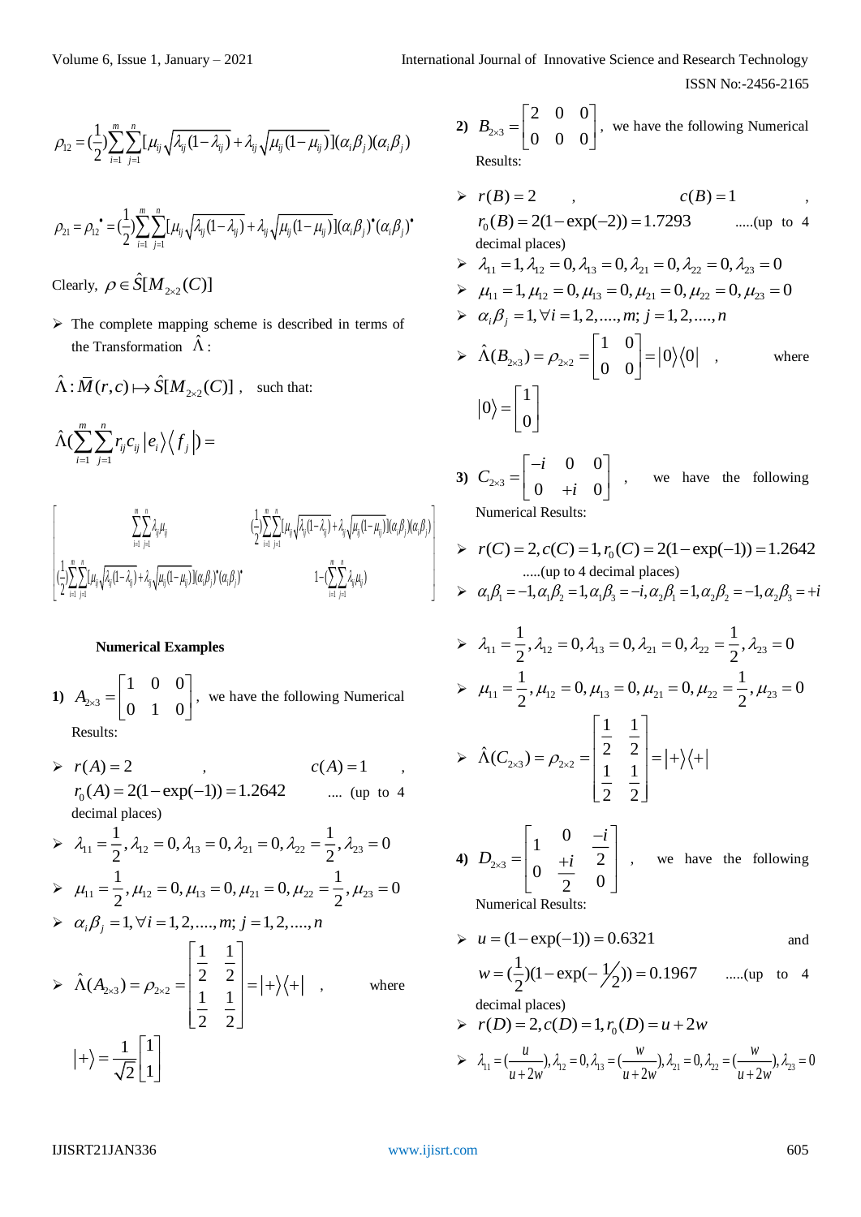$$\rho_{12} = (\frac{1}{2})\sum_{i=1}^{m}\sum_{j=1}^{n}[\mu_{ij}\sqrt{\lambda_{ij}(1-\lambda_{ij})} + \lambda_{ij}\sqrt{\mu_{ij}(1-\mu_{ij})}](\alpha_i\beta_j)(\alpha_i\beta_j)$$

$$\rho_{21} = \rho_{12}^{\bullet} = (\frac{1}{2})\sum_{i=1}^{m}\sum_{j=1}^{n}[\mu_{ij}\sqrt{\lambda_{ij}(1-\lambda_{ij})} + \lambda_{ij}\sqrt{\mu_{ij}(1-\mu_{ij})}](\alpha_i\beta_j)^{\bullet}(\alpha_i\beta_j)^{\bullet}$$

Clearly, $\rho \in \hat{S}[M_{2\times 2}(C)]$

- The complete mapping scheme is described in terms of the Transformation $\hat{\Lambda}$ :

$\hat{\Lambda} : \bar{M}(r,c) \mapsto \hat{S}[M_{2\times 2}(C)]$ , such that:

$$\hat{\Lambda}(\sum_{i=1}^{m}\sum_{j=1}^{n} r_{ij}c_{ij}\left|e_i\right\rangle\left\langle f_j\right|) =$$

$$\begin{bmatrix} \sum_{i=1}^{m}\sum_{j=1}^{n}\lambda_{ij}\mu_{ij} & (\frac{1}{2})\sum_{i=1}^{m}\sum_{j=1}^{n}[\mu_{ij}\sqrt{\lambda_{ij}(1-\lambda_{ij})}+\lambda_{ij}\sqrt{\mu_{ij}(1-\mu_{ij})}](\alpha_i\beta_j)(\alpha_i\beta_j) \\ (\frac{1}{2})\sum_{i=1}^{m}\sum_{j=1}^{n}[\mu_{ij}\sqrt{\lambda_{ij}(1-\lambda_{ij})}+\lambda_{ij}\sqrt{\mu_{ij}(1-\mu_{ij})}](\alpha_i\beta_j)^{\bullet}(\alpha_i\beta_j)^{\bullet} & 1-(\sum_{i=1}^{m}\sum_{j=1}^{n}\lambda_{ij}\mu_{ij}) \end{bmatrix}$$

**Numerical Examples**

**1)** $A_{2\times 3} = \begin{bmatrix} 1 & 0 & 0 \\ 0 & 1 & 0 \end{bmatrix}$, we have the following Numerical Results:

- $r(A) = 2$ , $c(A) = 1$ , $r_0(A) = 2(1-\exp(-1)) = 1.2642$ .... (up to 4 decimal places)
- $\lambda_{11} = \frac{1}{2}, \lambda_{12} = 0, \lambda_{13} = 0, \lambda_{21} = 0, \lambda_{22} = \frac{1}{2}, \lambda_{23} = 0$
- $\mu_{11} = \frac{1}{2}, \mu_{12} = 0, \mu_{13} = 0, \mu_{21} = 0, \mu_{22} = \frac{1}{2}, \mu_{23} = 0$
- $\alpha_i\beta_j = 1, \forall i = 1,2,....,m;\ j = 1,2,....,n$
- $\hat{\Lambda}(A_{2\times 3}) = \rho_{2\times 2} = \begin{bmatrix} \frac{1}{2} & \frac{1}{2} \\ \frac{1}{2} & \frac{1}{2} \end{bmatrix} = \left|+\right\rangle\left\langle +\right|$ , where $\left|+\right\rangle = \frac{1}{\sqrt{2}}\begin{bmatrix} 1 \\ 1 \end{bmatrix}$

**2)** $B_{2\times 3} = \begin{bmatrix} 2 & 0 & 0 \\ 0 & 0 & 0 \end{bmatrix}$, we have the following Numerical Results:

- $r(B) = 2$ , $c(B) = 1$ , $r_0(B) = 2(1-\exp(-2)) = 1.7293$ .....(up to 4 decimal places)
- $\lambda_{11} = 1, \lambda_{12} = 0, \lambda_{13} = 0, \lambda_{21} = 0, \lambda_{22} = 0, \lambda_{23} = 0$
- $\mu_{11} = 1, \mu_{12} = 0, \mu_{13} = 0, \mu_{21} = 0, \mu_{22} = 0, \mu_{23} = 0$
- $\alpha_i\beta_j = 1, \forall i = 1,2,....,m;\ j = 1,2,....,n$
- $\hat{\Lambda}(B_{2\times 3}) = \rho_{2\times 2} = \begin{bmatrix} 1 & 0 \\ 0 & 0 \end{bmatrix} = \left|0\right\rangle\left\langle 0\right|$ , where $\left|0\right\rangle = \begin{bmatrix} 1 \\ 0 \end{bmatrix}$

**3)** $C_{2\times 3} = \begin{bmatrix} -i & 0 & 0 \\ 0 & +i & 0 \end{bmatrix}$ , we have the following Numerical Results:

- $r(C) = 2, c(C) = 1, r_0(C) = 2(1-\exp(-1)) = 1.2642$ .....(up to 4 decimal places)
- $\alpha_1\beta_1 = -1, \alpha_1\beta_2 = 1, \alpha_1\beta_3 = -i, \alpha_2\beta_1 = 1, \alpha_2\beta_2 = -1, \alpha_2\beta_3 = +i$
- $\lambda_{11} = \frac{1}{2}, \lambda_{12} = 0, \lambda_{13} = 0, \lambda_{21} = 0, \lambda_{22} = \frac{1}{2}, \lambda_{23} = 0$
- $\mu_{11} = \frac{1}{2}, \mu_{12} = 0, \mu_{13} = 0, \mu_{21} = 0, \mu_{22} = \frac{1}{2}, \mu_{23} = 0$
- $\hat{\Lambda}(C_{2\times 3}) = \rho_{2\times 2} = \begin{bmatrix} \frac{1}{2} & \frac{1}{2} \\ \frac{1}{2} & \frac{1}{2} \end{bmatrix} = \left|+\right\rangle\left\langle +\right|$

**4)** $D_{2\times 3} = \begin{bmatrix} 1 & 0 & \frac{-i}{2} \\ 0 & \frac{+i}{2} & 0 \end{bmatrix}$ , we have the following Numerical Results:

- $u = (1-\exp(-1)) = 0.6321$ and $w = (\frac{1}{2})(1-\exp(-\frac{1}{2})) = 0.1967$ .....(up to 4 decimal places)
- $r(D) = 2, c(D) = 1, r_0(D) = u + 2w$
- $\lambda_{11} = (\frac{u}{u+2w}), \lambda_{12} = 0, \lambda_{13} = (\frac{w}{u+2w}), \lambda_{21} = 0, \lambda_{22} = (\frac{w}{u+2w}), \lambda_{23} = 0$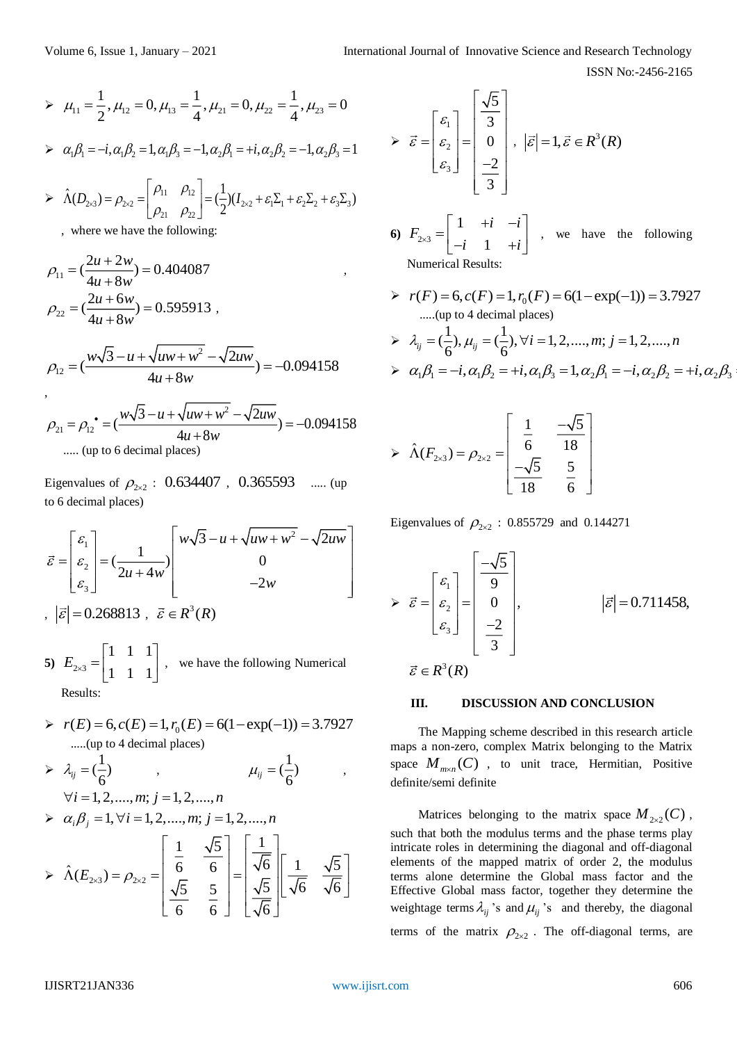- $\mu_{11} = \frac{1}{2}, \mu_{12} = 0, \mu_{13} = \frac{1}{4}, \mu_{21} = 0, \mu_{22} = \frac{1}{4}, \mu_{23} = 0$
- $\alpha_1\beta_1 = -i, \alpha_1\beta_2 = 1, \alpha_1\beta_3 = -1, \alpha_2\beta_1 = +i, \alpha_2\beta_2 = -1, \alpha_2\beta_3 = 1$
- $\hat{\Lambda}(D_{2\times 3}) = \rho_{2\times 2} = \begin{bmatrix} \rho_{11} & \rho_{12} \\ \rho_{21} & \rho_{22} \end{bmatrix} = (\frac{1}{2})(I_{2\times 2} + \varepsilon_1 \Sigma_1 + \varepsilon_2 \Sigma_2 + \varepsilon_3 \Sigma_3)$

  , where we have the following:

$$\rho_{11} = (\frac{2u + 2w}{4u + 8w}) = 0.404087 ,$$

$$\rho_{22} = (\frac{2u + 6w}{4u + 8w}) = 0.595913 ,$$

$$\rho_{12} = (\frac{w\sqrt{3} - u + \sqrt{uw + w^2} - \sqrt{2uw}}{4u + 8w}) = -0.094158 ,$$

$$\rho_{21} = \rho_{12}^{\bullet} = (\frac{w\sqrt{3} - u + \sqrt{uw + w^2} - \sqrt{2uw}}{4u + 8w}) = -0.094158$$

..... (up to 6 decimal places)

Eigenvalues of $\rho_{2\times 2}$ : 0.634407 , 0.365593 ..... (up to 6 decimal places)

$$\vec{\varepsilon} = \begin{bmatrix} \varepsilon_1 \\ \varepsilon_2 \\ \varepsilon_3 \end{bmatrix} = (\frac{1}{2u + 4w}) \begin{bmatrix} w\sqrt{3} - u + \sqrt{uw + w^2} - \sqrt{2uw} \\ 0 \\ -2w \end{bmatrix}$$

, $|\vec{\varepsilon}| = 0.268813$ , $\vec{\varepsilon} \in R^3(R)$

**5)** $E_{2\times 3} = \begin{bmatrix} 1 & 1 & 1 \\ 1 & 1 & 1 \end{bmatrix}$ , we have the following Numerical Results:

- $r(E) = 6, c(E) = 1, r_0(E) = 6(1 - \exp(-1)) = 3.7927$ .....(up to 4 decimal places)
- $\lambda_{ij} = (\frac{1}{6})$ , $\mu_{ij} = (\frac{1}{6})$ , $\forall i = 1, 2, ...., m; j = 1, 2, ...., n$
- $\alpha_i\beta_j = 1, \forall i = 1, 2, ...., m; j = 1, 2, ...., n$
- $\hat{\Lambda}(E_{2\times 3}) = \rho_{2\times 2} = \begin{bmatrix} \frac{1}{6} & \frac{\sqrt{5}}{6} \\ \frac{\sqrt{5}}{6} & \frac{5}{6} \end{bmatrix} = \begin{bmatrix} \frac{1}{\sqrt{6}} \\ \frac{\sqrt{5}}{\sqrt{6}} \end{bmatrix} \begin{bmatrix} \frac{1}{\sqrt{6}} & \frac{\sqrt{5}}{\sqrt{6}} \end{bmatrix}$
- $\vec{\varepsilon} = \begin{bmatrix} \varepsilon_1 \\ \varepsilon_2 \\ \varepsilon_3 \end{bmatrix} = \begin{bmatrix} \frac{\sqrt{5}}{3} \\ 0 \\ \frac{-2}{3} \end{bmatrix}$ , $|\vec{\varepsilon}| = 1, \vec{\varepsilon} \in R^3(R)$

**6)** $F_{2\times 3} = \begin{bmatrix} 1 & +i & -i \\ -i & 1 & +i \end{bmatrix}$ , we have the following Numerical Results:

- $r(F) = 6, c(F) = 1, r_0(F) = 6(1 - \exp(-1)) = 3.7927$ .....(up to 4 decimal places)
- $\lambda_{ij} = (\frac{1}{6}), \mu_{ij} = (\frac{1}{6}), \forall i = 1, 2, ...., m; j = 1, 2, ...., n$
- $\alpha_1\beta_1 = -i, \alpha_1\beta_2 = +i, \alpha_1\beta_3 = 1, \alpha_2\beta_1 = -i, \alpha_2\beta_2 = +i, \alpha_2\beta_3$
- $\hat{\Lambda}(F_{2\times 3}) = \rho_{2\times 2} = \begin{bmatrix} \frac{1}{6} & \frac{-\sqrt{5}}{18} \\ \frac{-\sqrt{5}}{18} & \frac{5}{6} \end{bmatrix}$

Eigenvalues of $\rho_{2\times 2}$ : 0.855729 and 0.144271

- $\vec{\varepsilon} = \begin{bmatrix} \varepsilon_1 \\ \varepsilon_2 \\ \varepsilon_3 \end{bmatrix} = \begin{bmatrix} \frac{-\sqrt{5}}{9} \\ 0 \\ \frac{-2}{3} \end{bmatrix}$, $|\vec{\varepsilon}| = 0.711458$, $\vec{\varepsilon} \in R^3(R)$

## III. DISCUSSION AND CONCLUSION

The Mapping scheme described in this research article maps a non-zero, complex Matrix belonging to the Matrix space $M_{m\times n}(C)$ , to unit trace, Hermitian, Positive definite/semi definite

Matrices belonging to the matrix space $M_{2\times 2}(C)$ , such that both the modulus terms and the phase terms play intricate roles in determining the diagonal and off-diagonal elements of the mapped matrix of order 2, the modulus terms alone determine the Global mass factor and the Effective Global mass factor, together they determine the weightage terms $\lambda_{ij}$'s and $\mu_{ij}$'s and thereby, the diagonal terms of the matrix $\rho_{2\times 2}$ . The off-diagonal terms, are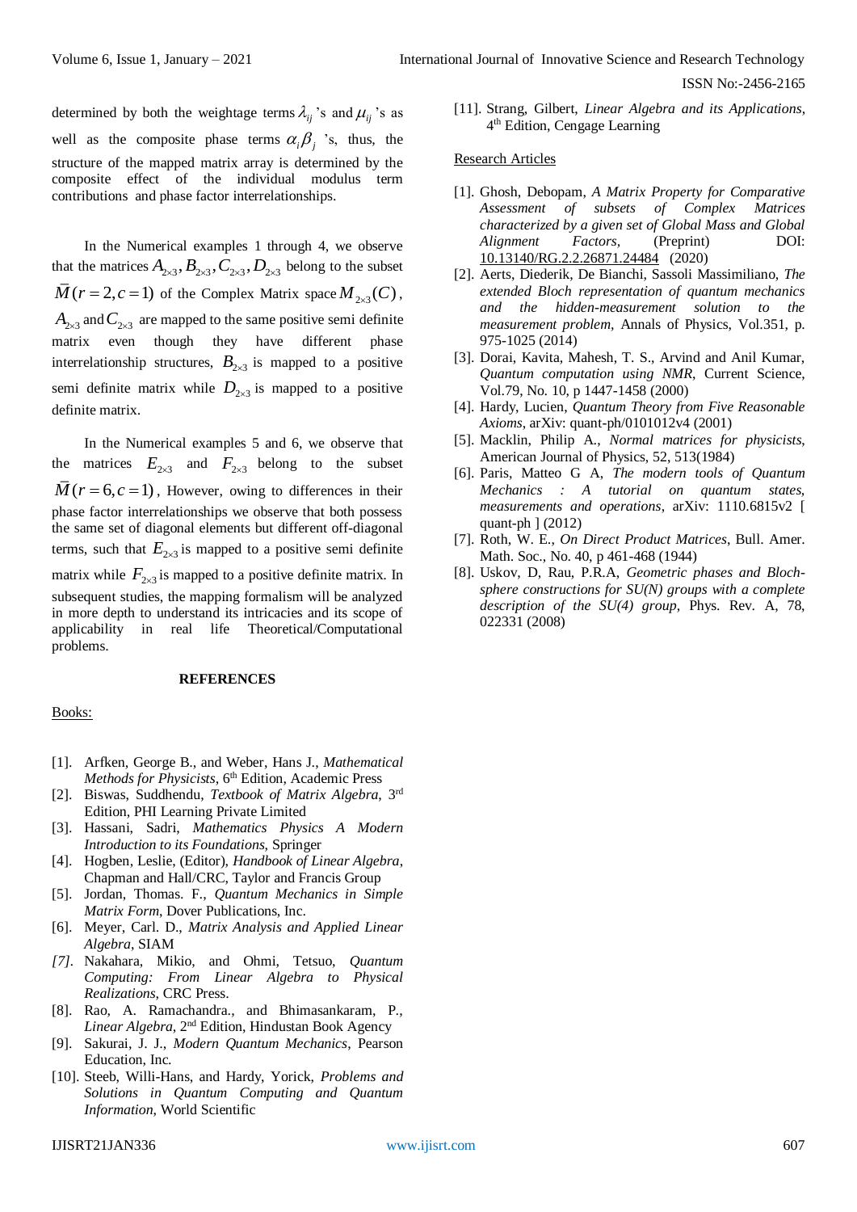determined by both the weightage terms $\lambda_{ij}$'s and $\mu_{ij}$'s as well as the composite phase terms $\alpha_i\beta_j$ 's, thus, the structure of the mapped matrix array is determined by the composite effect of the individual modulus term contributions and phase factor interrelationships.

In the Numerical examples 1 through 4, we observe that the matrices $A_{2\times3}, B_{2\times3}, C_{2\times3}, D_{2\times3}$ belong to the subset $\bar{M}(r=2, c=1)$ of the Complex Matrix space $M_{2\times3}(C)$, $A_{2\times3}$ and $C_{2\times3}$ are mapped to the same positive semi definite matrix even though they have different phase interrelationship structures, $B_{2\times3}$ is mapped to a positive semi definite matrix while $D_{2\times3}$ is mapped to a positive definite matrix.

In the Numerical examples 5 and 6, we observe that the matrices $E_{2\times3}$ and $F_{2\times3}$ belong to the subset $\bar{M}(r=6, c=1)$, However, owing to differences in their phase factor interrelationships we observe that both possess the same set of diagonal elements but different off-diagonal terms, such that $E_{2\times3}$ is mapped to a positive semi definite matrix while $F_{2\times3}$ is mapped to a positive definite matrix. In subsequent studies, the mapping formalism will be analyzed in more depth to understand its intricacies and its scope of applicability in real life Theoretical/Computational problems.

## REFERENCES

Books:

[1]. Arfken, George B., and Weber, Hans J., *Mathematical Methods for Physicists*, 6th Edition, Academic Press

[2]. Biswas, Suddhendu, *Textbook of Matrix Algebra*, 3rd Edition, PHI Learning Private Limited

[3]. Hassani, Sadri, *Mathematics Physics A Modern Introduction to its Foundations*, Springer

[4]. Hogben, Leslie, (Editor), *Handbook of Linear Algebra*, Chapman and Hall/CRC, Taylor and Francis Group

[5]. Jordan, Thomas. F., *Quantum Mechanics in Simple Matrix Form*, Dover Publications, Inc.

[6]. Meyer, Carl. D., *Matrix Analysis and Applied Linear Algebra*, SIAM

[7]. Nakahara, Mikio, and Ohmi, Tetsuo, *Quantum Computing: From Linear Algebra to Physical Realizations*, CRC Press.

[8]. Rao, A. Ramachandra., and Bhimasankaram, P., *Linear Algebra*, 2nd Edition, Hindustan Book Agency

[9]. Sakurai, J. J., *Modern Quantum Mechanics*, Pearson Education, Inc.

[10]. Steeb, Willi-Hans, and Hardy, Yorick, *Problems and Solutions in Quantum Computing and Quantum Information*, World Scientific

[11]. Strang, Gilbert, *Linear Algebra and its Applications*, 4th Edition, Cengage Learning

Research Articles

[1]. Ghosh, Debopam, *A Matrix Property for Comparative Assessment of subsets of Complex Matrices characterized by a given set of Global Mass and Global Alignment Factors*, (Preprint) DOI: 10.13140/RG.2.2.26871.24484 (2020)

[2]. Aerts, Diederik, De Bianchi, Sassoli Massimiliano, *The extended Bloch representation of quantum mechanics and the hidden-measurement solution to the measurement problem*, Annals of Physics, Vol.351, p. 975-1025 (2014)

[3]. Dorai, Kavita, Mahesh, T. S., Arvind and Anil Kumar, *Quantum computation using NMR*, Current Science, Vol.79, No. 10, p 1447-1458 (2000)

[4]. Hardy, Lucien, *Quantum Theory from Five Reasonable Axioms*, arXiv: quant-ph/0101012v4 (2001)

[5]. Macklin, Philip A., *Normal matrices for physicists*, American Journal of Physics, 52, 513(1984)

[6]. Paris, Matteo G A, *The modern tools of Quantum Mechanics : A tutorial on quantum states, measurements and operations*, arXiv: 1110.6815v2 [ quant-ph ] (2012)

[7]. Roth, W. E., *On Direct Product Matrices*, Bull. Amer. Math. Soc., No. 40, p 461-468 (1944)

[8]. Uskov, D, Rau, P.R.A, *Geometric phases and Bloch-sphere constructions for SU(N) groups with a complete description of the SU(4) group*, Phys. Rev. A, 78, 022331 (2008)